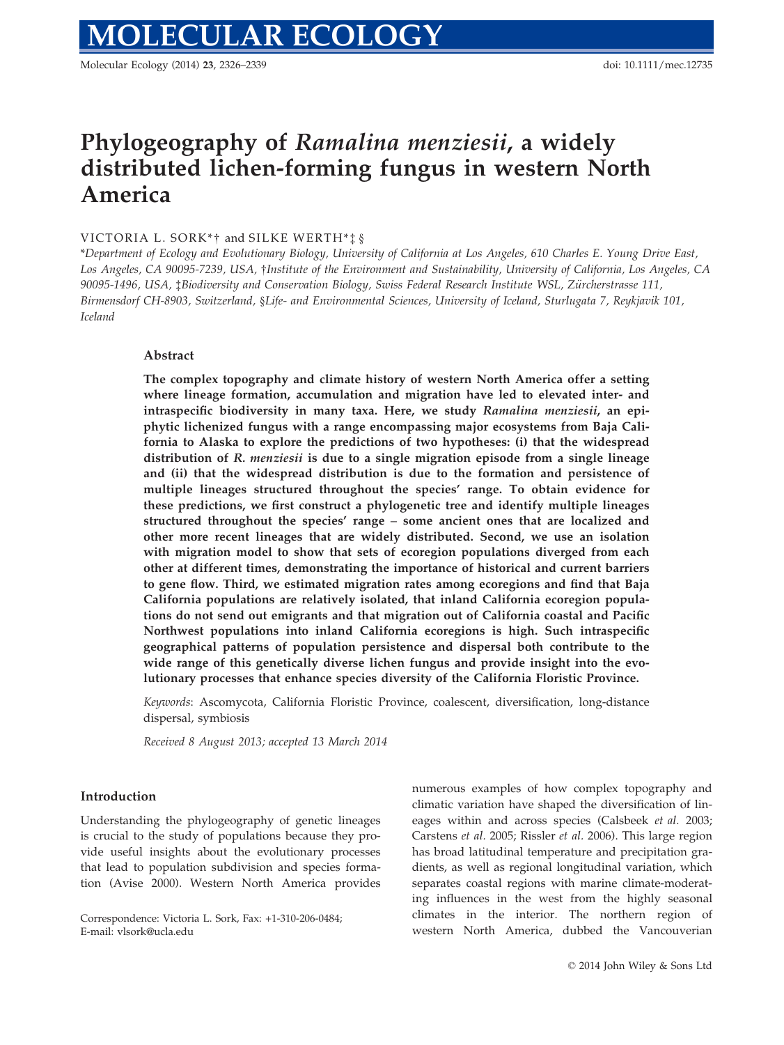# Phylogeography of *Ramalina menziesii*, a widely distributed lichen-forming fungus in western North America

VICTORIA L. SORK*† and SILKE WERTH*‡ §

*Department of Ecology and Evolutionary Biology, University of California at Los Angeles, 610 Charles E. Young Drive East, Los Angeles, CA 90095-7239, USA, †Institute of the Environment and Sustainability, University of California, Los Angeles, CA 90095-1496, USA, ‡Biodiversity and Conservation Biology, Swiss Federal Research Institute WSL, Zürcherstrasse 111, Birmensdorf CH-8903, Switzerland, §Life- and Environmental Sciences, University of Iceland, Sturlugata 7, Reykjavik 101, Iceland*

## Abstract

**The complex topography and climate history of western North America offer a setting where lineage formation, accumulation and migration have led to elevated inter- and intraspecific biodiversity in many taxa. Here, we study *Ramalina menziesii*, an epiphytic lichenized fungus with a range encompassing major ecosystems from Baja California to Alaska to explore the predictions of two hypotheses: (i) that the widespread distribution of *R. menziesii* is due to a single migration episode from a single lineage and (ii) that the widespread distribution is due to the formation and persistence of multiple lineages structured throughout the species' range. To obtain evidence for these predictions, we first construct a phylogenetic tree and identify multiple lineages structured throughout the species' range – some ancient ones that are localized and other more recent lineages that are widely distributed. Second, we use an isolation with migration model to show that sets of ecoregion populations diverged from each other at different times, demonstrating the importance of historical and current barriers to gene flow. Third, we estimated migration rates among ecoregions and find that Baja California populations are relatively isolated, that inland California ecoregion populations do not send out emigrants and that migration out of California coastal and Pacific Northwest populations into inland California ecoregions is high. Such intraspecific geographical patterns of population persistence and dispersal both contribute to the wide range of this genetically diverse lichen fungus and provide insight into the evolutionary processes that enhance species diversity of the California Floristic Province.**

*Keywords*: Ascomycota, California Floristic Province, coalescent, diversification, long-distance dispersal, symbiosis

*Received 8 August 2013; accepted 13 March 2014*

## Introduction

Understanding the phylogeography of genetic lineages is crucial to the study of populations because they provide useful insights about the evolutionary processes that lead to population subdivision and species formation (Avise 2000). Western North America provides numerous examples of how complex topography and climatic variation have shaped the diversification of lineages within and across species (Calsbeek *et al.* 2003; Carstens *et al.* 2005; Rissler *et al.* 2006). This large region has broad latitudinal temperature and precipitation gradients, as well as regional longitudinal variation, which separates coastal regions with marine climate-moderating influences in the west from the highly seasonal climates in the interior. The northern region of western North America, dubbed the Vancouverian

Correspondence: Victoria L. Sork, Fax: +1-310-206-0484; E-mail: vlsork@ucla.edu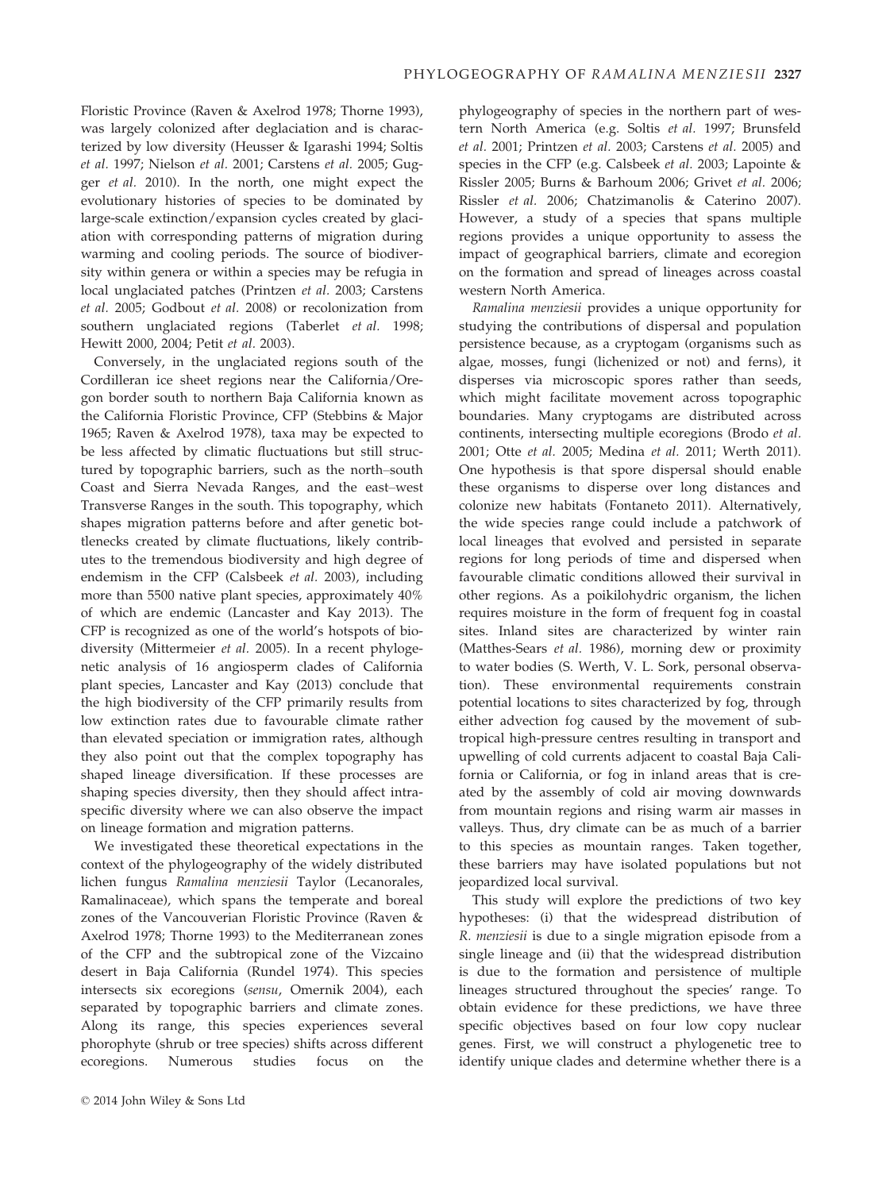Floristic Province (Raven & Axelrod 1978; Thorne 1993), was largely colonized after deglaciation and is characterized by low diversity (Heusser & Igarashi 1994; Soltis *et al.* 1997; Nielson *et al.* 2001; Carstens *et al.* 2005; Gugger *et al.* 2010). In the north, one might expect the evolutionary histories of species to be dominated by large-scale extinction/expansion cycles created by glaciation with corresponding patterns of migration during warming and cooling periods. The source of biodiversity within genera or within a species may be refugia in local unglaciated patches (Printzen *et al.* 2003; Carstens *et al.* 2005; Godbout *et al.* 2008) or recolonization from southern unglaciated regions (Taberlet *et al.* 1998; Hewitt 2000, 2004; Petit *et al.* 2003).

Conversely, in the unglaciated regions south of the Cordilleran ice sheet regions near the California/Oregon border south to northern Baja California known as the California Floristic Province, CFP (Stebbins & Major 1965; Raven & Axelrod 1978), taxa may be expected to be less affected by climatic fluctuations but still structured by topographic barriers, such as the north–south Coast and Sierra Nevada Ranges, and the east–west Transverse Ranges in the south. This topography, which shapes migration patterns before and after genetic bottlenecks created by climate fluctuations, likely contributes to the tremendous biodiversity and high degree of endemism in the CFP (Calsbeek *et al.* 2003), including more than 5500 native plant species, approximately 40% of which are endemic (Lancaster and Kay 2013). The CFP is recognized as one of the world's hotspots of biodiversity (Mittermeier *et al.* 2005). In a recent phylogenetic analysis of 16 angiosperm clades of California plant species, Lancaster and Kay (2013) conclude that the high biodiversity of the CFP primarily results from low extinction rates due to favourable climate rather than elevated speciation or immigration rates, although they also point out that the complex topography has shaped lineage diversification. If these processes are shaping species diversity, then they should affect intraspecific diversity where we can also observe the impact on lineage formation and migration patterns.

We investigated these theoretical expectations in the context of the phylogeography of the widely distributed lichen fungus *Ramalina menziesii* Taylor (Lecanorales, Ramalinaceae), which spans the temperate and boreal zones of the Vancouverian Floristic Province (Raven & Axelrod 1978; Thorne 1993) to the Mediterranean zones of the CFP and the subtropical zone of the Vizcaino desert in Baja California (Rundel 1974). This species intersects six ecoregions (*sensu*, Omernik 2004), each separated by topographic barriers and climate zones. Along its range, this species experiences several phorophyte (shrub or tree species) shifts across different ecoregions. Numerous studies focus on the phylogeography of species in the northern part of western North America (e.g. Soltis *et al.* 1997; Brunsfeld *et al.* 2001; Printzen *et al.* 2003; Carstens *et al.* 2005) and species in the CFP (e.g. Calsbeek *et al.* 2003; Lapointe & Rissler 2005; Burns & Barhoum 2006; Grivet *et al.* 2006; Rissler *et al.* 2006; Chatzimanolis & Caterino 2007). However, a study of a species that spans multiple regions provides a unique opportunity to assess the impact of geographical barriers, climate and ecoregion on the formation and spread of lineages across coastal western North America.

*Ramalina menziesii* provides a unique opportunity for studying the contributions of dispersal and population persistence because, as a cryptogam (organisms such as algae, mosses, fungi (lichenized or not) and ferns), it disperses via microscopic spores rather than seeds, which might facilitate movement across topographic boundaries. Many cryptogams are distributed across continents, intersecting multiple ecoregions (Brodo *et al.* 2001; Otte *et al.* 2005; Medina *et al.* 2011; Werth 2011). One hypothesis is that spore dispersal should enable these organisms to disperse over long distances and colonize new habitats (Fontaneto 2011). Alternatively, the wide species range could include a patchwork of local lineages that evolved and persisted in separate regions for long periods of time and dispersed when favourable climatic conditions allowed their survival in other regions. As a poikilohydric organism, the lichen requires moisture in the form of frequent fog in coastal sites. Inland sites are characterized by winter rain (Matthes-Sears *et al.* 1986), morning dew or proximity to water bodies (S. Werth, V. L. Sork, personal observation). These environmental requirements constrain potential locations to sites characterized by fog, through either advection fog caused by the movement of subtropical high-pressure centres resulting in transport and upwelling of cold currents adjacent to coastal Baja California or California, or fog in inland areas that is created by the assembly of cold air moving downwards from mountain regions and rising warm air masses in valleys. Thus, dry climate can be as much of a barrier to this species as mountain ranges. Taken together, these barriers may have isolated populations but not jeopardized local survival.

This study will explore the predictions of two key hypotheses: (i) that the widespread distribution of *R. menziesii* is due to a single migration episode from a single lineage and (ii) that the widespread distribution is due to the formation and persistence of multiple lineages structured throughout the species' range. To obtain evidence for these predictions, we have three specific objectives based on four low copy nuclear genes. First, we will construct a phylogenetic tree to identify unique clades and determine whether there is a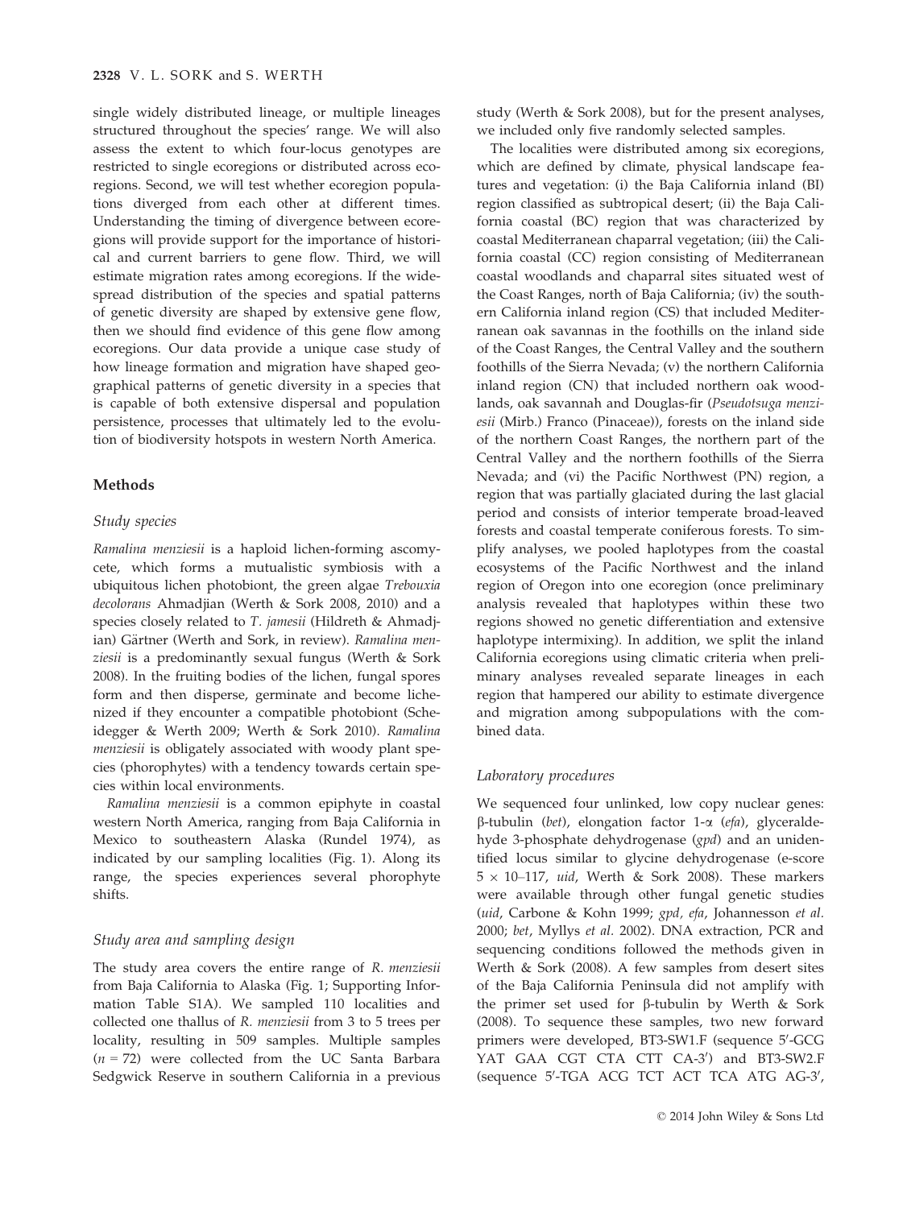single widely distributed lineage, or multiple lineages structured throughout the species' range. We will also assess the extent to which four-locus genotypes are restricted to single ecoregions or distributed across ecoregions. Second, we will test whether ecoregion populations diverged from each other at different times. Understanding the timing of divergence between ecoregions will provide support for the importance of historical and current barriers to gene flow. Third, we will estimate migration rates among ecoregions. If the widespread distribution of the species and spatial patterns of genetic diversity are shaped by extensive gene flow, then we should find evidence of this gene flow among ecoregions. Our data provide a unique case study of how lineage formation and migration have shaped geographical patterns of genetic diversity in a species that is capable of both extensive dispersal and population persistence, processes that ultimately led to the evolution of biodiversity hotspots in western North America.

## Methods

### Study species

*Ramalina menziesii* is a haploid lichen-forming ascomycete, which forms a mutualistic symbiosis with a ubiquitous lichen photobiont, the green algae *Trebouxia decolorans* Ahmadjian (Werth & Sork 2008, 2010) and a species closely related to *T. jamesii* (Hildreth & Ahmadjian) Gärtner (Werth and Sork, in review). *Ramalina menziesii* is a predominantly sexual fungus (Werth & Sork 2008). In the fruiting bodies of the lichen, fungal spores form and then disperse, germinate and become lichenized if they encounter a compatible photobiont (Scheidegger & Werth 2009; Werth & Sork 2010). *Ramalina menziesii* is obligately associated with woody plant species (phorophytes) with a tendency towards certain species within local environments.

*Ramalina menziesii* is a common epiphyte in coastal western North America, ranging from Baja California in Mexico to southeastern Alaska (Rundel 1974), as indicated by our sampling localities (Fig. 1). Along its range, the species experiences several phorophyte shifts.

### Study area and sampling design

The study area covers the entire range of *R. menziesii* from Baja California to Alaska (Fig. 1; Supporting Information Table S1A). We sampled 110 localities and collected one thallus of *R. menziesii* from 3 to 5 trees per locality, resulting in 509 samples. Multiple samples ($n = 72$) were collected from the UC Santa Barbara Sedgwick Reserve in southern California in a previous study (Werth & Sork 2008), but for the present analyses, we included only five randomly selected samples.

The localities were distributed among six ecoregions, which are defined by climate, physical landscape features and vegetation: (i) the Baja California inland (BI) region classified as subtropical desert; (ii) the Baja California coastal (BC) region that was characterized by coastal Mediterranean chaparral vegetation; (iii) the California coastal (CC) region consisting of Mediterranean coastal woodlands and chaparral sites situated west of the Coast Ranges, north of Baja California; (iv) the southern California inland region (CS) that included Mediterranean oak savannas in the foothills on the inland side of the Coast Ranges, the Central Valley and the southern foothills of the Sierra Nevada; (v) the northern California inland region (CN) that included northern oak woodlands, oak savannah and Douglas-fir (*Pseudotsuga menziesii* (Mirb.) Franco (Pinaceae)), forests on the inland side of the northern Coast Ranges, the northern part of the Central Valley and the northern foothills of the Sierra Nevada; and (vi) the Pacific Northwest (PN) region, a region that was partially glaciated during the last glacial period and consists of interior temperate broad-leaved forests and coastal temperate coniferous forests. To simplify analyses, we pooled haplotypes from the coastal ecosystems of the Pacific Northwest and the inland region of Oregon into one ecoregion (once preliminary analysis revealed that haplotypes within these two regions showed no genetic differentiation and extensive haplotype intermixing). In addition, we split the inland California ecoregions using climatic criteria when preliminary analyses revealed separate lineages in each region that hampered our ability to estimate divergence and migration among subpopulations with the combined data.

### Laboratory procedures

We sequenced four unlinked, low copy nuclear genes: β-tubulin (*bet*), elongation factor 1-α (*efa*), glyceraldehyde 3-phosphate dehydrogenase (*gpd*) and an unidentified locus similar to glycine dehydrogenase (e-score $5 \times 10$–117, *uid*, Werth & Sork 2008). These markers were available through other fungal genetic studies (*uid*, Carbone & Kohn 1999; *gpd, efa*, Johannesson *et al.* 2000; *bet*, Myllys *et al.* 2002). DNA extraction, PCR and sequencing conditions followed the methods given in Werth & Sork (2008). A few samples from desert sites of the Baja California Peninsula did not amplify with the primer set used for β-tubulin by Werth & Sork (2008). To sequence these samples, two new forward primers were developed, BT3-SW1.F (sequence 5′-GCG YAT GAA CGT CTA CTT CA-3′) and BT3-SW2.F (sequence 5′-TGA ACG TCT ACT TCA ATG AG-3′,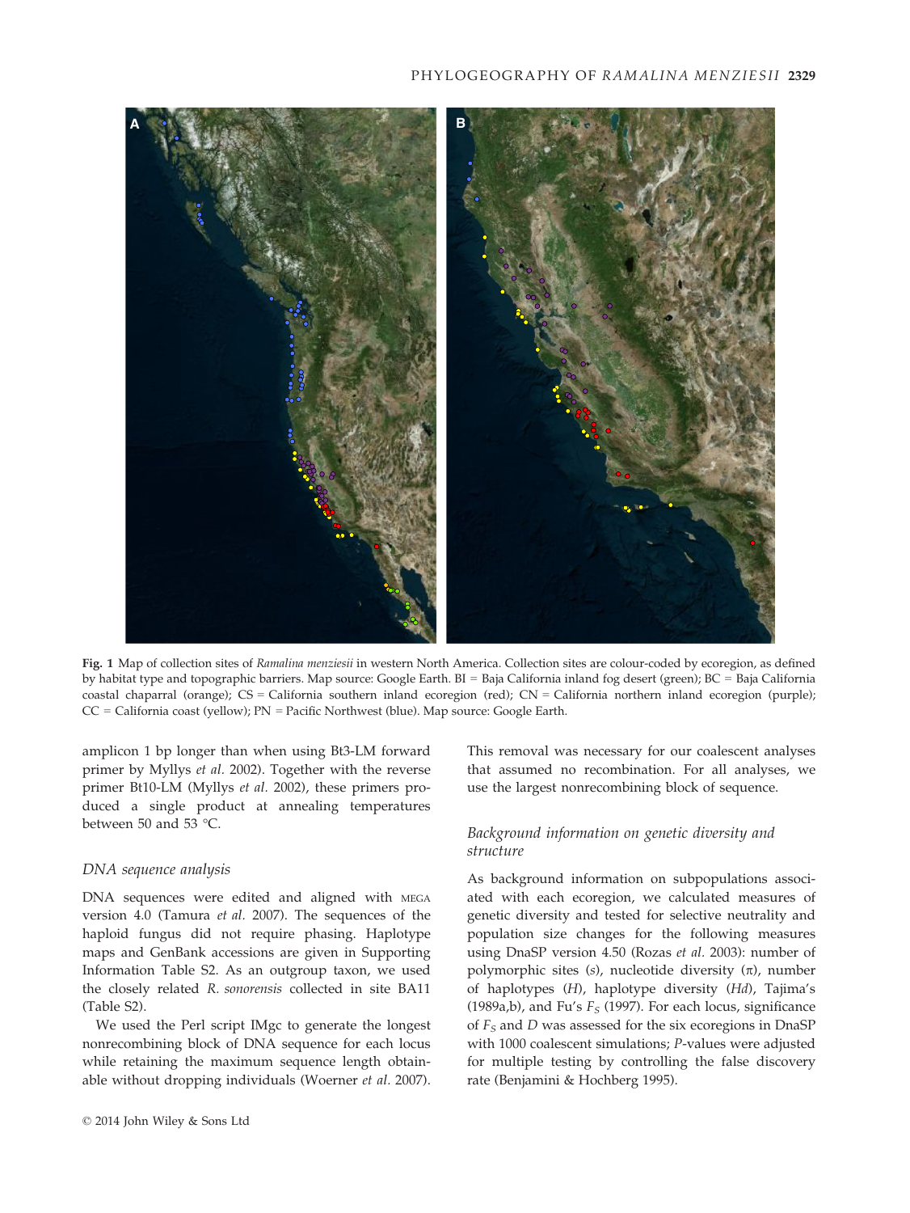Fig. 1 Map of collection sites of *Ramalina menziesii* in western North America. Collection sites are colour-coded by ecoregion, as defined by habitat type and topographic barriers. Map source: Google Earth. BI = Baja California inland fog desert (green); BC = Baja California coastal chaparral (orange); CS = California southern inland ecoregion (red); CN = California northern inland ecoregion (purple); CC = California coast (yellow); PN = Pacific Northwest (blue). Map source: Google Earth.

amplicon 1 bp longer than when using Bt3-LM forward primer by Myllys *et al.* 2002). Together with the reverse primer Bt10-LM (Myllys *et al.* 2002), these primers produced a single product at annealing temperatures between 50 and 53 °C.

### DNA sequence analysis

DNA sequences were edited and aligned with MEGA version 4.0 (Tamura *et al.* 2007). The sequences of the haploid fungus did not require phasing. Haplotype maps and GenBank accessions are given in Supporting Information Table S2. As an outgroup taxon, we used the closely related *R. sonorensis* collected in site BA11 (Table S2).

We used the Perl script IMgc to generate the longest nonrecombining block of DNA sequence for each locus while retaining the maximum sequence length obtainable without dropping individuals (Woerner *et al.* 2007). This removal was necessary for our coalescent analyses that assumed no recombination. For all analyses, we use the largest nonrecombining block of sequence.

### Background information on genetic diversity and structure

As background information on subpopulations associated with each ecoregion, we calculated measures of genetic diversity and tested for selective neutrality and population size changes for the following measures using DnaSP version 4.50 (Rozas *et al.* 2003): number of polymorphic sites (*s*), nucleotide diversity ($\pi$), number of haplotypes (*H*), haplotype diversity (*Hd*), Tajima's (1989a,b), and Fu's $F_S$ (1997). For each locus, significance of $F_S$ and *D* was assessed for the six ecoregions in DnaSP with 1000 coalescent simulations; *P*-values were adjusted for multiple testing by controlling the false discovery rate (Benjamini & Hochberg 1995).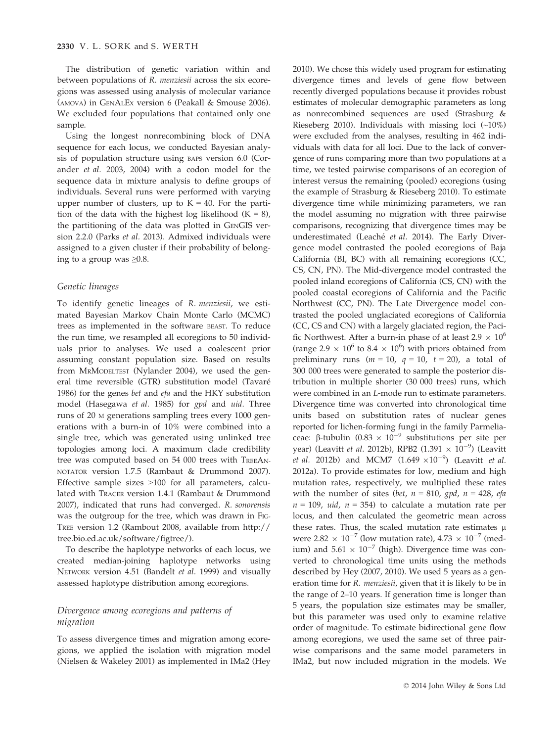The distribution of genetic variation within and between populations of *R. menziesii* across the six ecoregions was assessed using analysis of molecular variance (AMOVA) in GENALEX version 6 (Peakall & Smouse 2006). We excluded four populations that contained only one sample.

Using the longest nonrecombining block of DNA sequence for each locus, we conducted Bayesian analysis of population structure using BAPS version 6.0 (Corander *et al.* 2003, 2004) with a codon model for the sequence data in mixture analysis to define groups of individuals. Several runs were performed with varying upper number of clusters, up to $K = 40$. For the partition of the data with the highest log likelihood ($K = 8$), the partitioning of the data was plotted in GENGIS version 2.2.0 (Parks *et al.* 2013). Admixed individuals were assigned to a given cluster if their probability of belonging to a group was $\geq 0.8$.

### Genetic lineages

To identify genetic lineages of *R. menziesii*, we estimated Bayesian Markov Chain Monte Carlo (MCMC) trees as implemented in the software BEAST. To reduce the run time, we resampled all ecoregions to 50 individuals prior to analyses. We used a coalescent prior assuming constant population size. Based on results from MRMODELTEST (Nylander 2004), we used the general time reversible (GTR) substitution model (Tavaré 1986) for the genes *bet* and *efa* and the HKY substitution model (Hasegawa *et al.* 1985) for *gpd* and *uid*. Three runs of 20 M generations sampling trees every 1000 generations with a burn-in of 10% were combined into a single tree, which was generated using unlinked tree topologies among loci. A maximum clade credibility tree was computed based on 54 000 trees with TREEANNOTATOR version 1.7.5 (Rambaut & Drummond 2007). Effective sample sizes >100 for all parameters, calculated with TRACER version 1.4.1 (Rambaut & Drummond 2007), indicated that runs had converged. *R. sonorensis* was the outgroup for the tree, which was drawn in FIGTREE version 1.2 (Rambout 2008, available from http://tree.bio.ed.ac.uk/software/figtree/).

To describe the haplotype networks of each locus, we created median-joining haplotype networks using NETWORK version 4.51 (Bandelt *et al.* 1999) and visually assessed haplotype distribution among ecoregions.

### Divergence among ecoregions and patterns of migration

To assess divergence times and migration among ecoregions, we applied the isolation with migration model (Nielsen & Wakeley 2001) as implemented in IMa2 (Hey 2010). We chose this widely used program for estimating divergence times and levels of gene flow between recently diverged populations because it provides robust estimates of molecular demographic parameters as long as nonrecombined sequences are used (Strasburg & Rieseberg 2010). Individuals with missing loci (~10%) were excluded from the analyses, resulting in 462 individuals with data for all loci. Due to the lack of convergence of runs comparing more than two populations at a time, we tested pairwise comparisons of an ecoregion of interest versus the remaining (pooled) ecoregions (using the example of Strasburg & Rieseberg 2010). To estimate divergence time while minimizing parameters, we ran the model assuming no migration with three pairwise comparisons, recognizing that divergence times may be underestimated (Leaché *et al.* 2014). The Early Divergence model contrasted the pooled ecoregions of Baja California (BI, BC) with all remaining ecoregions (CC, CS, CN, PN). The Mid-divergence model contrasted the pooled inland ecoregions of California (CS, CN) with the pooled coastal ecoregions of California and the Pacific Northwest (CC, PN). The Late Divergence model contrasted the pooled unglaciated ecoregions of California (CC, CS and CN) with a largely glaciated region, the Pacific Northwest. After a burn-in phase of at least $2.9 \times 10^6$ (range $2.9 \times 10^6$ to $8.4 \times 10^6$) with priors obtained from preliminary runs ($m = 10$, $q = 10$, $t = 20$), a total of 300 000 trees were generated to sample the posterior distribution in multiple shorter (30 000 trees) runs, which were combined in an *L*-mode run to estimate parameters. Divergence time was converted into chronological time units based on substitution rates of nuclear genes reported for lichen-forming fungi in the family Parmeliaceae: β-tubulin ($0.83 \times 10^{-9}$ substitutions per site per year) (Leavitt *et al.* 2012b), RPB2 ($1.391 \times 10^{-9}$) (Leavitt *et al.* 2012b) and MCM7 ($1.649 \times 10^{-9}$) (Leavitt *et al.* 2012a). To provide estimates for low, medium and high mutation rates, respectively, we multiplied these rates with the number of sites (*bet*, $n = 810$, *gpd*, $n = 428$, *efa* $n = 109$, *uid*, $n = 354$) to calculate a mutation rate per locus, and then calculated the geometric mean across these rates. Thus, the scaled mutation rate estimates μ were $2.82 \times 10^{-7}$ (low mutation rate), $4.73 \times 10^{-7}$ (medium) and $5.61 \times 10^{-7}$ (high). Divergence time was converted to chronological time units using the methods described by Hey (2007, 2010). We used 5 years as a generation time for *R. menziesii*, given that it is likely to be in the range of 2–10 years. If generation time is longer than 5 years, the population size estimates may be smaller, but this parameter was used only to examine relative order of magnitude. To estimate bidirectional gene flow among ecoregions, we used the same set of three pairwise comparisons and the same model parameters in IMa2, but now included migration in the models. We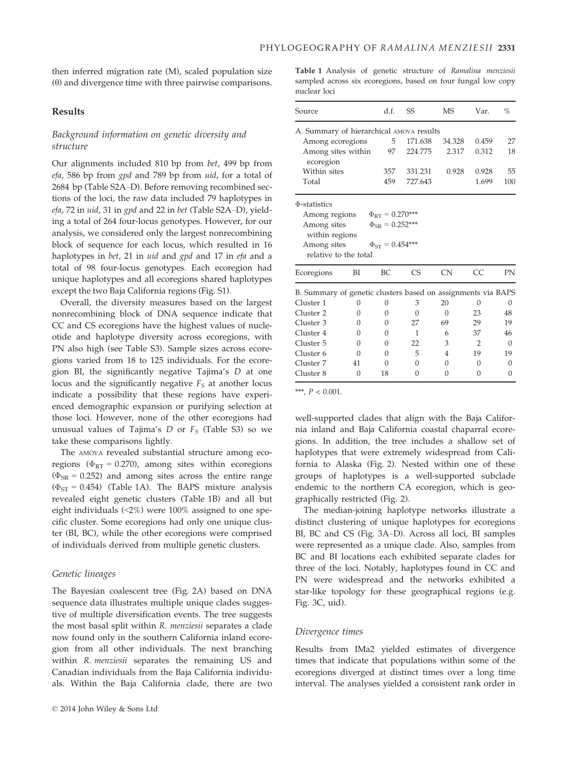then inferred migration rate (M), scaled population size (θ) and divergence time with three pairwise comparisons.

## Results

### Background information on genetic diversity and structure

Our alignments included 810 bp from *bet*, 499 bp from *efa*, 586 bp from *gpd* and 789 bp from *uid*, for a total of 2684 bp (Table S2A–D). Before removing recombined sections of the loci, the raw data included 79 haplotypes in *efa*, 72 in *uid*, 31 in *gpd* and 22 in *bet* (Table S2A–D), yielding a total of 264 four-locus genotypes. However, for our analysis, we considered only the largest nonrecombining block of sequence for each locus, which resulted in 16 haplotypes in *bet*, 21 in *uid* and *gpd* and 17 in *efa* and a total of 98 four-locus genotypes. Each ecoregion had unique haplotypes and all ecoregions shared haplotypes except the two Baja California regions (Fig. S1).

Overall, the diversity measures based on the largest nonrecombining block of DNA sequence indicate that CC and CS ecoregions have the highest values of nucleotide and haplotype diversity across ecoregions, with PN also high (see Table S3). Sample sizes across ecoregions varied from 18 to 125 individuals. For the ecoregion BI, the significantly negative Tajima's *D* at one locus and the significantly negative $F_S$ at another locus indicate a possibility that these regions have experienced demographic expansion or purifying selection at those loci. However, none of the other ecoregions had unusual values of Tajima's *D* or $F_S$ (Table S3) so we take these comparisons lightly.

The AMOVA revealed substantial structure among ecoregions ($\Phi_{RT} = 0.270$), among sites within ecoregions ($\Phi_{SR} = 0.252$) and among sites across the entire range ($\Phi_{ST} = 0.454$) (Table 1A). The BAPS mixture analysis revealed eight genetic clusters (Table 1B) and all but eight individuals (<2%) were 100% assigned to one specific cluster. Some ecoregions had only one unique cluster (BI, BC), while the other ecoregions were comprised of individuals derived from multiple genetic clusters.

**Table 1** Analysis of genetic structure of *Ramalina menziesii* sampled across six ecoregions, based on four fungal low copy nuclear loci

| Source | d.f. | SS | MS | Var. | % |
|---|---|---|---|---|---|
| A. Summary of hierarchical AMOVA results | | | | | |
| Among ecoregions | 5 | 171.638 | 34.328 | 0.459 | 27 |
| Among sites within ecoregion | 97 | 224.775 | 2.317 | 0.312 | 18 |
| Within sites | 357 | 331.231 | 0.928 | 0.928 | 55 |
| Total | 459 | 727.643 | | 1.699 | 100 |
| Φ-statistics | | | | | |
| Among regions | $\Phi_{RT} = 0.270$*** | | | | |
| Among sites within regions | $\Phi_{SR} = 0.252$*** | | | | |
| Among sites relative to the total | $\Phi_{ST} = 0.454$*** | | | | |

| Ecoregions | BI | BC | CS | CN | CC | PN |
|---|---|---|---|---|---|---|
| B. Summary of genetic clusters based on assignments via BAPS | | | | | | |
| Cluster 1 | 0 | 0 | 3 | 20 | 0 | 0 |
| Cluster 2 | 0 | 0 | 0 | 0 | 23 | 48 |
| Cluster 3 | 0 | 0 | 27 | 69 | 29 | 19 |
| Cluster 4 | 0 | 0 | 1 | 6 | 37 | 46 |
| Cluster 5 | 0 | 0 | 22 | 3 | 2 | 0 |
| Cluster 6 | 0 | 0 | 5 | 4 | 19 | 19 |
| Cluster 7 | 41 | 0 | 0 | 0 | 0 | 0 |
| Cluster 8 | 0 | 18 | 0 | 0 | 0 | 0 |

***, $P < 0.001$.

### Genetic lineages

The Bayesian coalescent tree (Fig. 2A) based on DNA sequence data illustrates multiple unique clades suggestive of multiple diversification events. The tree suggests the most basal split within *R. menziesii* separates a clade now found only in the southern California inland ecoregion from all other individuals. The next branching within *R. menziesii* separates the remaining US and Canadian individuals from the Baja California individuals. Within the Baja California clade, there are two well-supported clades that align with the Baja California inland and Baja California coastal chaparral ecoregions. In addition, the tree includes a shallow set of haplotypes that were extremely widespread from California to Alaska (Fig. 2). Nested within one of these groups of haplotypes is a well-supported subclade endemic to the northern CA ecoregion, which is geographically restricted (Fig. 2).

The median-joining haplotype networks illustrate a distinct clustering of unique haplotypes for ecoregions BI, BC and CS (Fig. 3A–D). Across all loci, BI samples were represented as a unique clade. Also, samples from BC and BI locations each exhibited separate clades for three of the loci. Notably, haplotypes found in CC and PN were widespread and the networks exhibited a star-like topology for these geographical regions (e.g. Fig. 3C, uid).

### Divergence times

Results from IMa2 yielded estimates of divergence times that indicate that populations within some of the ecoregions diverged at distinct times over a long time interval. The analyses yielded a consistent rank order in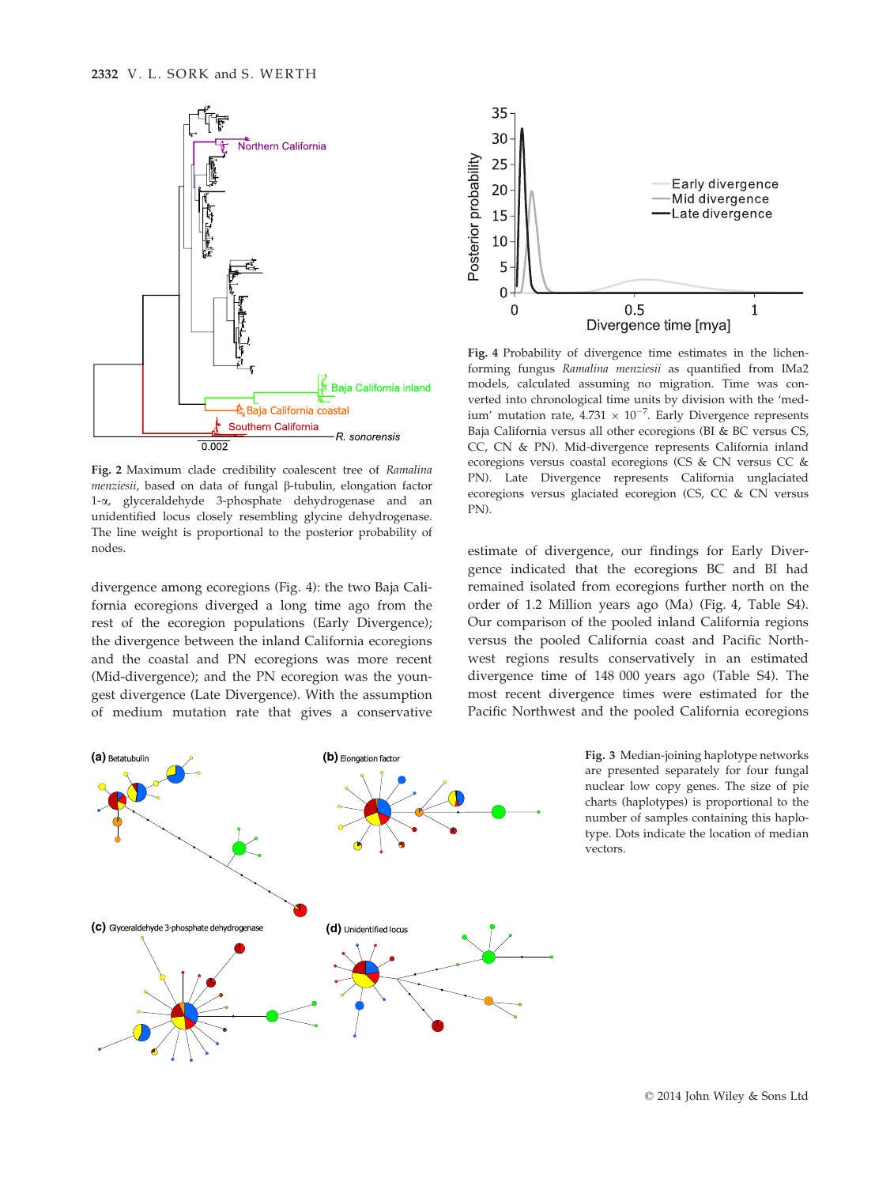Fig. 2 Maximum clade credibility coalescent tree of *Ramalina menziesii*, based on data of fungal β-tubulin, elongation factor 1-α, glyceraldehyde 3-phosphate dehydrogenase and an unidentified locus closely resembling glycine dehydrogenase. The line weight is proportional to the posterior probability of nodes.

Fig. 4 Probability of divergence time estimates in the lichen-forming fungus *Ramalina menziesii* as quantified from IMa2 models, calculated assuming no migration. Time was converted into chronological time units by division with the 'medium' mutation rate, $4.731 \times 10^{-7}$. Early Divergence represents Baja California versus all other ecoregions (BI & BC versus CS, CC, CN & PN). Mid-divergence represents California inland ecoregions versus coastal ecoregions (CS & CN versus CC & PN). Late Divergence represents California unglaciated ecoregions versus glaciated ecoregion (CS, CC & CN versus PN).

divergence among ecoregions (Fig. 4): the two Baja California ecoregions diverged a long time ago from the rest of the ecoregion populations (Early Divergence); the divergence between the inland California ecoregions and the coastal and PN ecoregions was more recent (Mid-divergence); and the PN ecoregion was the youngest divergence (Late Divergence). With the assumption of medium mutation rate that gives a conservative estimate of divergence, our findings for Early Divergence indicated that the ecoregions BC and BI had remained isolated from ecoregions further north on the order of 1.2 Million years ago (Ma) (Fig. 4, Table S4). Our comparison of the pooled inland California regions versus the pooled California coast and Pacific Northwest regions results conservatively in an estimated divergence time of 148 000 years ago (Table S4). The most recent divergence times were estimated for the Pacific Northwest and the pooled California ecoregions

Fig. 3 Median-joining haplotype networks are presented separately for four fungal nuclear low copy genes. The size of pie charts (haplotypes) is proportional to the number of samples containing this haplotype. Dots indicate the location of median vectors.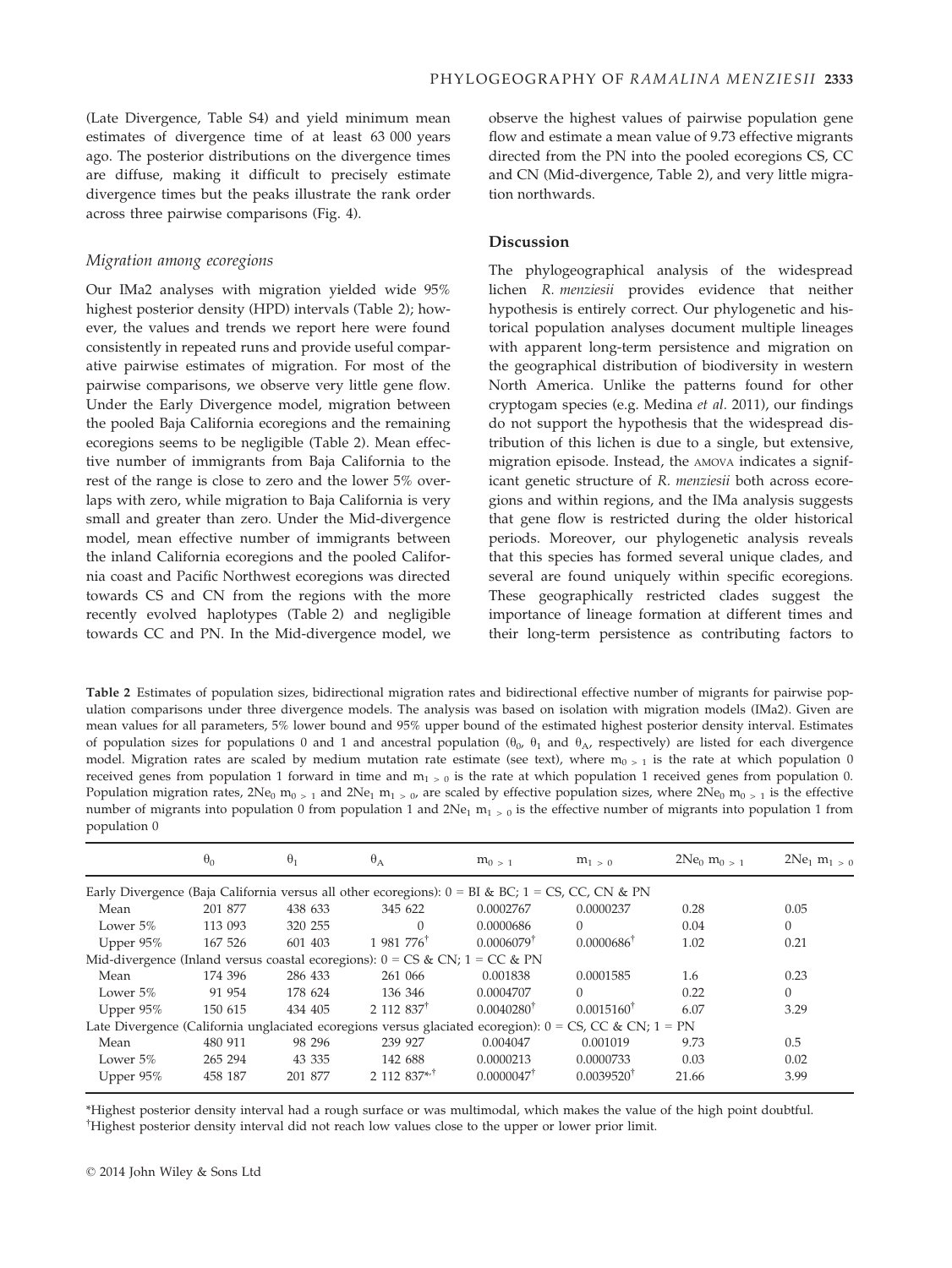(Late Divergence, Table S4) and yield minimum mean estimates of divergence time of at least 63 000 years ago. The posterior distributions on the divergence times are diffuse, making it difficult to precisely estimate divergence times but the peaks illustrate the rank order across three pairwise comparisons (Fig. 4).

### Migration among ecoregions

Our IMa2 analyses with migration yielded wide 95% highest posterior density (HPD) intervals (Table 2); however, the values and trends we report here were found consistently in repeated runs and provide useful comparative pairwise estimates of migration. For most of the pairwise comparisons, we observe very little gene flow. Under the Early Divergence model, migration between the pooled Baja California ecoregions and the remaining ecoregions seems to be negligible (Table 2). Mean effective number of immigrants from Baja California to the rest of the range is close to zero and the lower 5% overlaps with zero, while migration to Baja California is very small and greater than zero. Under the Mid-divergence model, mean effective number of immigrants between the inland California ecoregions and the pooled California coast and Pacific Northwest ecoregions was directed towards CS and CN from the regions with the more recently evolved haplotypes (Table 2) and negligible towards CC and PN. In the Mid-divergence model, we observe the highest values of pairwise population gene flow and estimate a mean value of 9.73 effective migrants directed from the PN into the pooled ecoregions CS, CC and CN (Mid-divergence, Table 2), and very little migration northwards.

## Discussion

The phylogeographical analysis of the widespread lichen *R. menziesii* provides evidence that neither hypothesis is entirely correct. Our phylogenetic and historical population analyses document multiple lineages with apparent long-term persistence and migration on the geographical distribution of biodiversity in western North America. Unlike the patterns found for other cryptogam species (e.g. Medina *et al.* 2011), our findings do not support the hypothesis that the widespread distribution of this lichen is due to a single, but extensive, migration episode. Instead, the AMOVA indicates a significant genetic structure of *R. menziesii* both across ecoregions and within regions, and the IMa analysis suggests that gene flow is restricted during the older historical periods. Moreover, our phylogenetic analysis reveals that this species has formed several unique clades, and several are found uniquely within specific ecoregions. These geographically restricted clades suggest the importance of lineage formation at different times and their long-term persistence as contributing factors to

**Table 2** Estimates of population sizes, bidirectional migration rates and bidirectional effective number of migrants for pairwise population comparisons under three divergence models. The analysis was based on isolation with migration models (IMa2). Given are mean values for all parameters, 5% lower bound and 95% upper bound of the estimated highest posterior density interval. Estimates of population sizes for populations 0 and 1 and ancestral population ($\theta_0$, $\theta_1$ and $\theta_A$, respectively) are listed for each divergence model. Migration rates are scaled by medium mutation rate estimate (see text), where $m_{0>1}$ is the rate at which population 0 received genes from population 1 forward in time and $m_{1>0}$ is the rate at which population 1 received genes from population 0. Population migration rates, $2Ne_0\ m_{0>1}$ and $2Ne_1\ m_{1>0}$, are scaled by effective population sizes, where $2Ne_0\ m_{0>1}$ is the effective number of migrants into population 0 from population 1 and $2Ne_1\ m_{1>0}$ is the effective number of migrants into population 1 from population 0

| | $\theta_0$ | $\theta_1$ | $\theta_A$ | $m_{0>1}$ | $m_{1>0}$ | $2Ne_0\ m_{0>1}$ | $2Ne_1\ m_{1>0}$ |
|---|---|---|---|---|---|---|---|
| Early Divergence (Baja California versus all other ecoregions): 0 = BI & BC; 1 = CS, CC, CN & PN | | | | | | | |
| Mean | 201 877 | 438 633 | 345 622 | 0.0002767 | 0.0000237 | 0.28 | 0.05 |
| Lower 5% | 113 093 | 320 255 | 0 | 0.0000686 | 0 | 0.04 | 0 |
| Upper 95% | 167 526 | 601 403 | 1 981 776[†] | 0.0006079[†] | 0.0000686[†] | 1.02 | 0.21 |
| Mid-divergence (Inland versus coastal ecoregions): 0 = CS & CN; 1 = CC & PN | | | | | | | |
| Mean | 174 396 | 286 433 | 261 066 | 0.001838 | 0.0001585 | 1.6 | 0.23 |
| Lower 5% | 91 954 | 178 624 | 136 346 | 0.0004707 | 0 | 0.22 | 0 |
| Upper 95% | 150 615 | 434 405 | 2 112 837[†] | 0.0040280[†] | 0.0015160[†] | 6.07 | 3.29 |
| Late Divergence (California unglaciated ecoregions versus glaciated ecoregion): 0 = CS, CC & CN; 1 = PN | | | | | | | |
| Mean | 480 911 | 98 296 | 239 927 | 0.004047 | 0.001019 | 9.73 | 0.5 |
| Lower 5% | 265 294 | 43 335 | 142 688 | 0.0000213 | 0.0000733 | 0.03 | 0.02 |
| Upper 95% | 458 187 | 201 877 | 2 112 837[*,†] | 0.0000047[†] | 0.0039520[†] | 21.66 | 3.99 |

*Highest posterior density interval had a rough surface or was multimodal, which makes the value of the high point doubtful.
†Highest posterior density interval did not reach low values close to the upper or lower prior limit.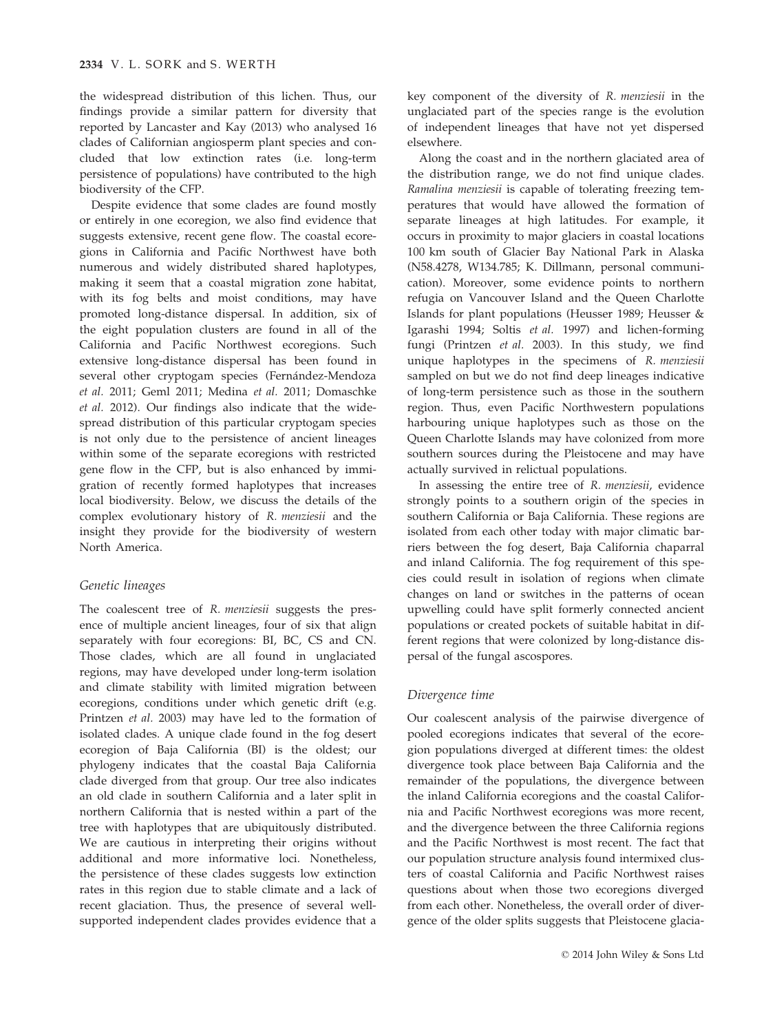the widespread distribution of this lichen. Thus, our findings provide a similar pattern for diversity that reported by Lancaster and Kay (2013) who analysed 16 clades of Californian angiosperm plant species and concluded that low extinction rates (i.e. long-term persistence of populations) have contributed to the high biodiversity of the CFP.

Despite evidence that some clades are found mostly or entirely in one ecoregion, we also find evidence that suggests extensive, recent gene flow. The coastal ecoregions in California and Pacific Northwest have both numerous and widely distributed shared haplotypes, making it seem that a coastal migration zone habitat, with its fog belts and moist conditions, may have promoted long-distance dispersal. In addition, six of the eight population clusters are found in all of the California and Pacific Northwest ecoregions. Such extensive long-distance dispersal has been found in several other cryptogam species (Fernández-Mendoza *et al.* 2011; Geml 2011; Medina *et al.* 2011; Domaschke *et al.* 2012). Our findings also indicate that the widespread distribution of this particular cryptogam species is not only due to the persistence of ancient lineages within some of the separate ecoregions with restricted gene flow in the CFP, but is also enhanced by immigration of recently formed haplotypes that increases local biodiversity. Below, we discuss the details of the complex evolutionary history of *R. menziesii* and the insight they provide for the biodiversity of western North America.

### Genetic lineages

The coalescent tree of *R. menziesii* suggests the presence of multiple ancient lineages, four of six that align separately with four ecoregions: BI, BC, CS and CN. Those clades, which are all found in unglaciated regions, may have developed under long-term isolation and climate stability with limited migration between ecoregions, conditions under which genetic drift (e.g. Printzen *et al.* 2003) may have led to the formation of isolated clades. A unique clade found in the fog desert ecoregion of Baja California (BI) is the oldest; our phylogeny indicates that the coastal Baja California clade diverged from that group. Our tree also indicates an old clade in southern California and a later split in northern California that is nested within a part of the tree with haplotypes that are ubiquitously distributed. We are cautious in interpreting their origins without additional and more informative loci. Nonetheless, the persistence of these clades suggests low extinction rates in this region due to stable climate and a lack of recent glaciation. Thus, the presence of several well-supported independent clades provides evidence that a key component of the diversity of *R. menziesii* in the unglaciated part of the species range is the evolution of independent lineages that have not yet dispersed elsewhere.

Along the coast and in the northern glaciated area of the distribution range, we do not find unique clades. *Ramalina menziesii* is capable of tolerating freezing temperatures that would have allowed the formation of separate lineages at high latitudes. For example, it occurs in proximity to major glaciers in coastal locations 100 km south of Glacier Bay National Park in Alaska (N58.4278, W134.785; K. Dillmann, personal communication). Moreover, some evidence points to northern refugia on Vancouver Island and the Queen Charlotte Islands for plant populations (Heusser 1989; Heusser & Igarashi 1994; Soltis *et al.* 1997) and lichen-forming fungi (Printzen *et al.* 2003). In this study, we find unique haplotypes in the specimens of *R. menziesii* sampled on but we do not find deep lineages indicative of long-term persistence such as those in the southern region. Thus, even Pacific Northwestern populations harbouring unique haplotypes such as those on the Queen Charlotte Islands may have colonized from more southern sources during the Pleistocene and may have actually survived in relictual populations.

In assessing the entire tree of *R. menziesii*, evidence strongly points to a southern origin of the species in southern California or Baja California. These regions are isolated from each other today with major climatic barriers between the fog desert, Baja California chaparral and inland California. The fog requirement of this species could result in isolation of regions when climate changes on land or switches in the patterns of ocean upwelling could have split formerly connected ancient populations or created pockets of suitable habitat in different regions that were colonized by long-distance dispersal of the fungal ascospores.

### Divergence time

Our coalescent analysis of the pairwise divergence of pooled ecoregions indicates that several of the ecoregion populations diverged at different times: the oldest divergence took place between Baja California and the remainder of the populations, the divergence between the inland California ecoregions and the coastal California and Pacific Northwest ecoregions was more recent, and the divergence between the three California regions and the Pacific Northwest is most recent. The fact that our population structure analysis found intermixed clusters of coastal California and Pacific Northwest raises questions about when those two ecoregions diverged from each other. Nonetheless, the overall order of divergence of the older splits suggests that Pleistocene glacia-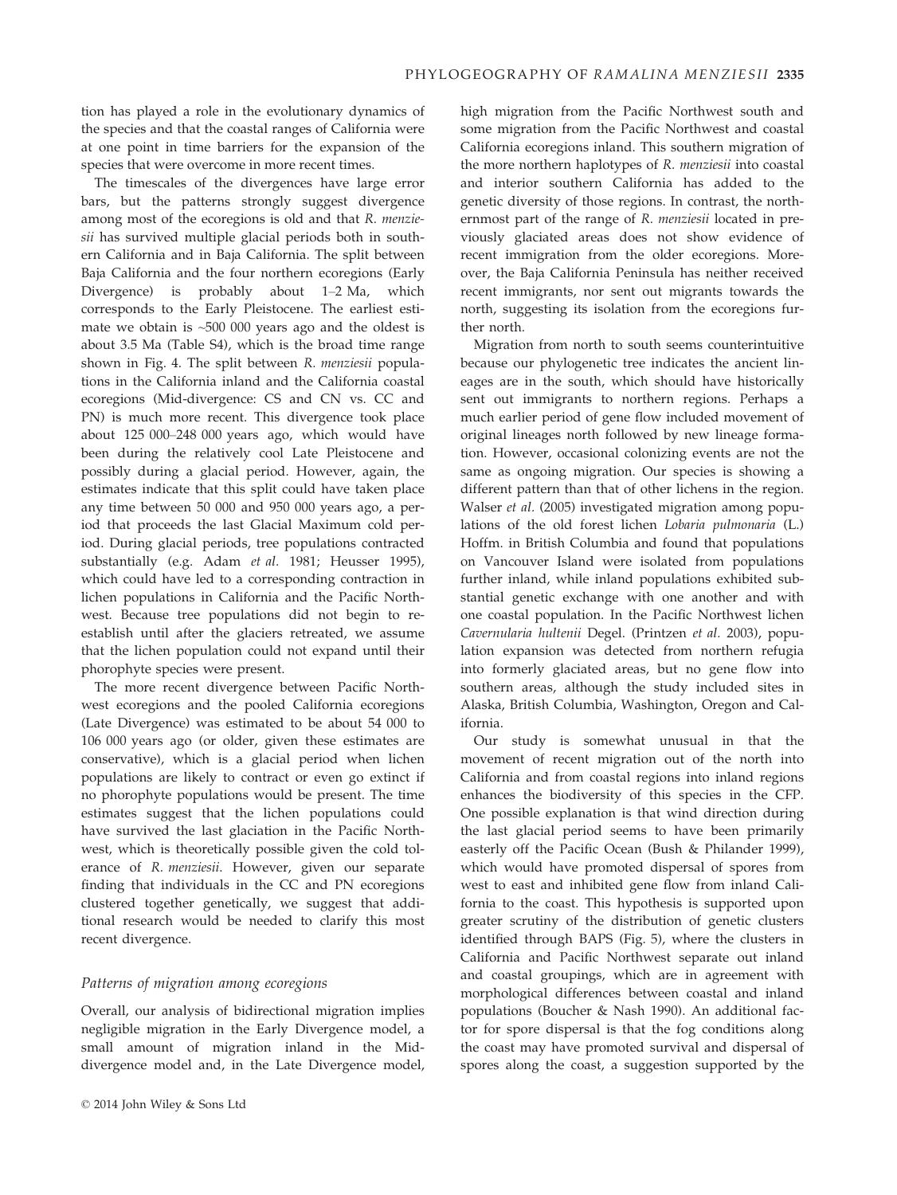tion has played a role in the evolutionary dynamics of the species and that the coastal ranges of California were at one point in time barriers for the expansion of the species that were overcome in more recent times.

The timescales of the divergences have large error bars, but the patterns strongly suggest divergence among most of the ecoregions is old and that *R. menziesii* has survived multiple glacial periods both in southern California and in Baja California. The split between Baja California and the four northern ecoregions (Early Divergence) is probably about 1–2 Ma, which corresponds to the Early Pleistocene. The earliest estimate we obtain is ~500 000 years ago and the oldest is about 3.5 Ma (Table S4), which is the broad time range shown in Fig. 4. The split between *R. menziesii* populations in the California inland and the California coastal ecoregions (Mid-divergence: CS and CN vs. CC and PN) is much more recent. This divergence took place about 125 000–248 000 years ago, which would have been during the relatively cool Late Pleistocene and possibly during a glacial period. However, again, the estimates indicate that this split could have taken place any time between 50 000 and 950 000 years ago, a period that proceeds the last Glacial Maximum cold period. During glacial periods, tree populations contracted substantially (e.g. Adam *et al.* 1981; Heusser 1995), which could have led to a corresponding contraction in lichen populations in California and the Pacific Northwest. Because tree populations did not begin to re-establish until after the glaciers retreated, we assume that the lichen population could not expand until their phorophyte species were present.

The more recent divergence between Pacific Northwest ecoregions and the pooled California ecoregions (Late Divergence) was estimated to be about 54 000 to 106 000 years ago (or older, given these estimates are conservative), which is a glacial period when lichen populations are likely to contract or even go extinct if no phorophyte populations would be present. The time estimates suggest that the lichen populations could have survived the last glaciation in the Pacific Northwest, which is theoretically possible given the cold tolerance of *R. menziesii*. However, given our separate finding that individuals in the CC and PN ecoregions clustered together genetically, we suggest that additional research would be needed to clarify this most recent divergence.

### *Patterns of migration among ecoregions*

Overall, our analysis of bidirectional migration implies negligible migration in the Early Divergence model, a small amount of migration inland in the Mid-divergence model and, in the Late Divergence model, high migration from the Pacific Northwest south and some migration from the Pacific Northwest and coastal California ecoregions inland. This southern migration of the more northern haplotypes of *R. menziesii* into coastal and interior southern California has added to the genetic diversity of those regions. In contrast, the northernmost part of the range of *R. menziesii* located in previously glaciated areas does not show evidence of recent immigration from the older ecoregions. Moreover, the Baja California Peninsula has neither received recent immigrants, nor sent out migrants towards the north, suggesting its isolation from the ecoregions further north.

Migration from north to south seems counterintuitive because our phylogenetic tree indicates the ancient lineages are in the south, which should have historically sent out immigrants to northern regions. Perhaps a much earlier period of gene flow included movement of original lineages north followed by new lineage formation. However, occasional colonizing events are not the same as ongoing migration. Our species is showing a different pattern than that of other lichens in the region. Walser *et al.* (2005) investigated migration among populations of the old forest lichen *Lobaria pulmonaria* (L.) Hoffm. in British Columbia and found that populations on Vancouver Island were isolated from populations further inland, while inland populations exhibited substantial genetic exchange with one another and with one coastal population. In the Pacific Northwest lichen *Cavernularia hultenii* Degel. (Printzen *et al.* 2003), population expansion was detected from northern refugia into formerly glaciated areas, but no gene flow into southern areas, although the study included sites in Alaska, British Columbia, Washington, Oregon and California.

Our study is somewhat unusual in that the movement of recent migration out of the north into California and from coastal regions into inland regions enhances the biodiversity of this species in the CFP. One possible explanation is that wind direction during the last glacial period seems to have been primarily easterly off the Pacific Ocean (Bush & Philander 1999), which would have promoted dispersal of spores from west to east and inhibited gene flow from inland California to the coast. This hypothesis is supported upon greater scrutiny of the distribution of genetic clusters identified through BAPS (Fig. 5), where the clusters in California and Pacific Northwest separate out inland and coastal groupings, which are in agreement with morphological differences between coastal and inland populations (Boucher & Nash 1990). An additional factor for spore dispersal is that the fog conditions along the coast may have promoted survival and dispersal of spores along the coast, a suggestion supported by the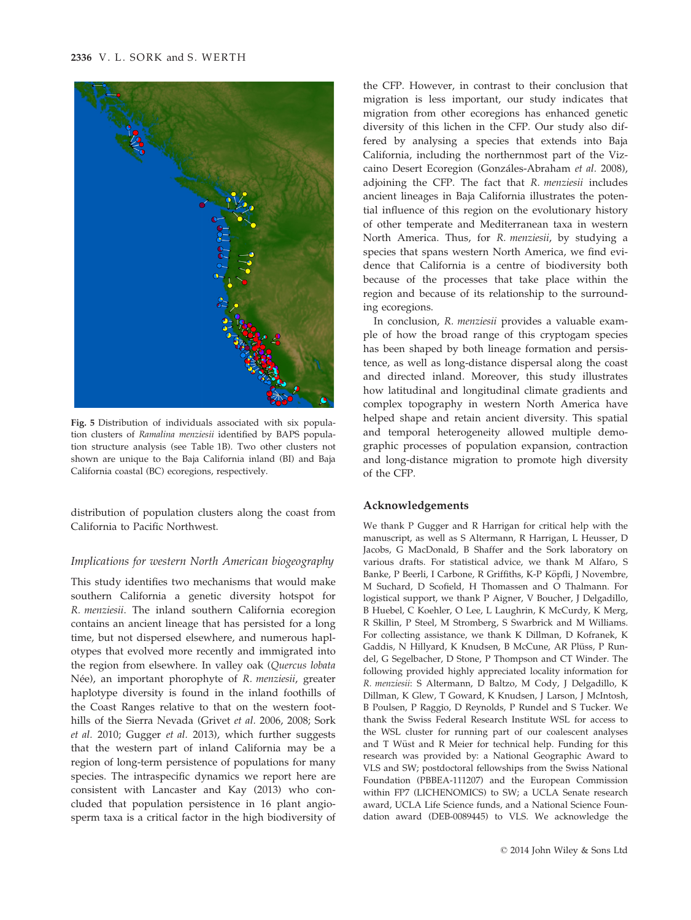Fig. 5 Distribution of individuals associated with six population clusters of *Ramalina menziesii* identified by BAPS population structure analysis (see Table 1B). Two other clusters not shown are unique to the Baja California inland (BI) and Baja California coastal (BC) ecoregions, respectively.

distribution of population clusters along the coast from California to Pacific Northwest.

### *Implications for western North American biogeography*

This study identifies two mechanisms that would make southern California a genetic diversity hotspot for *R. menziesii*. The inland southern California ecoregion contains an ancient lineage that has persisted for a long time, but not dispersed elsewhere, and numerous haplotypes that evolved more recently and immigrated into the region from elsewhere. In valley oak (*Quercus lobata* Née), an important phorophyte of *R. menziesii*, greater haplotype diversity is found in the inland foothills of the Coast Ranges relative to that on the western foothills of the Sierra Nevada (Grivet *et al.* 2006, 2008; Sork *et al.* 2010; Gugger *et al.* 2013), which further suggests that the western part of inland California may be a region of long-term persistence of populations for many species. The intraspecific dynamics we report here are consistent with Lancaster and Kay (2013) who concluded that population persistence in 16 plant angiosperm taxa is a critical factor in the high biodiversity of the CFP. However, in contrast to their conclusion that migration is less important, our study indicates that migration from other ecoregions has enhanced genetic diversity of this lichen in the CFP. Our study also differed by analysing a species that extends into Baja California, including the northernmost part of the Vizcaino Desert Ecoregion (Gonzáles-Abraham *et al.* 2008), adjoining the CFP. The fact that *R. menziesii* includes ancient lineages in Baja California illustrates the potential influence of this region on the evolutionary history of other temperate and Mediterranean taxa in western North America. Thus, for *R. menziesii*, by studying a species that spans western North America, we find evidence that California is a centre of biodiversity both because of the processes that take place within the region and because of its relationship to the surrounding ecoregions.

In conclusion, *R. menziesii* provides a valuable example of how the broad range of this cryptogam species has been shaped by both lineage formation and persistence, as well as long-distance dispersal along the coast and directed inland. Moreover, this study illustrates how latitudinal and longitudinal climate gradients and complex topography in western North America have helped shape and retain ancient diversity. This spatial and temporal heterogeneity allowed multiple demographic processes of population expansion, contraction and long-distance migration to promote high diversity of the CFP.

## Acknowledgements

We thank P Gugger and R Harrigan for critical help with the manuscript, as well as S Altermann, R Harrigan, L Heusser, D Jacobs, G MacDonald, B Shaffer and the Sork laboratory on various drafts. For statistical advice, we thank M Alfaro, S Banke, P Beerli, I Carbone, R Griffiths, K-P Köpfli, J Novembre, M Suchard, D Scofield, H Thomassen and O Thalmann. For logistical support, we thank P Aigner, V Boucher, J Delgadillo, B Huebel, C Koehler, O Lee, L Laughrin, K McCurdy, K Merg, R Skillin, P Steel, M Stromberg, S Swarbrick and M Williams. For collecting assistance, we thank K Dillman, D Kofranek, K Gaddis, N Hillyard, K Knudsen, B McCune, AR Plüss, P Rundel, G Segelbacher, D Stone, P Thompson and CT Winder. The following provided highly appreciated locality information for *R. menziesii*: S Altermann, D Baltzo, M Cody, J Delgadillo, K Dillman, K Glew, T Goward, K Knudsen, J Larson, J McIntosh, B Poulsen, P Raggio, D Reynolds, P Rundel and S Tucker. We thank the Swiss Federal Research Institute WSL for access to the WSL cluster for running part of our coalescent analyses and T Wüst and R Meier for technical help. Funding for this research was provided by: a National Geographic Award to VLS and SW; postdoctoral fellowships from the Swiss National Foundation (PBBEA-111207) and the European Commission within FP7 (LICHENOMICS) to SW; a UCLA Senate research award, UCLA Life Science funds, and a National Science Foundation award (DEB-0089445) to VLS. We acknowledge the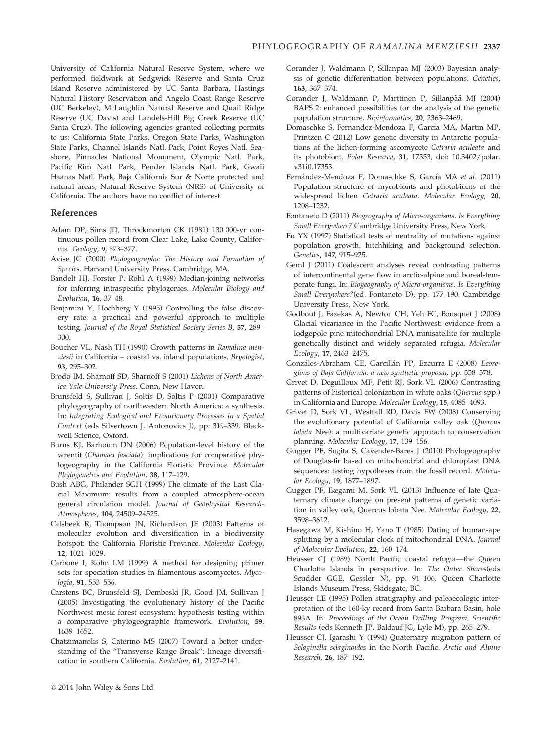University of California Natural Reserve System, where we performed fieldwork at Sedgwick Reserve and Santa Cruz Island Reserve administered by UC Santa Barbara, Hastings Natural History Reservation and Angelo Coast Range Reserve (UC Berkeley), McLaughlin Natural Reserve and Quail Ridge Reserve (UC Davis) and Landels-Hill Big Creek Reserve (UC Santa Cruz). The following agencies granted collecting permits to us: California State Parks, Oregon State Parks, Washington State Parks, Channel Islands Natl. Park, Point Reyes Natl. Seashore, Pinnacles National Monument, Olympic Natl. Park, Pacific Rim Natl. Park, Pender Islands Natl. Park, Gwaii Haanas Natl. Park, Baja California Sur & Norte protected and natural areas, Natural Reserve System (NRS) of University of California. The authors have no conflict of interest.

## References

Adam DP, Sims JD, Throckmorton CK (1981) 130 000-yr continuous pollen record from Clear Lake, Lake County, California. *Geology*, **9**, 373–377.

Avise JC (2000) *Phylogeography: The History and Formation of Species*. Harvard University Press, Cambridge, MA.

Bandelt HJ, Forster P, Röhl A (1999) Median-joining networks for inferring intraspecific phylogenies. *Molecular Biology and Evolution*, **16**, 37–48.

Benjamini Y, Hochberg Y (1995) Controlling the false discovery rate: a practical and powerful approach to multiple testing. *Journal of the Royal Statistical Society Series B*, **57**, 289–300.

Boucher VL, Nash TH (1990) Growth patterns in *Ramalina menziesii* in California – coastal vs. inland populations. *Bryologist*, **93**, 295–302.

Brodo IM, Sharnoff SD, Sharnoff S (2001) *Lichens of North America Yale University Press*. Conn, New Haven.

Brunsfeld S, Sullivan J, Soltis D, Soltis P (2001) Comparative phylogeography of northwestern North America: a synthesis. In: *Integrating Ecological and Evolutionary Processes in a Spatial Context* (eds Silvertown J, Antonovics J), pp. 319–339. Blackwell Science, Oxford.

Burns KJ, Barhoum DN (2006) Population-level history of the wrentit (*Chamaea fasciata*): implications for comparative phylogeography in the California Floristic Province. *Molecular Phylogenetics and Evolution*, **38**, 117–129.

Bush ABG, Philander SGH (1999) The climate of the Last Glacial Maximum: results from a coupled atmosphere-ocean general circulation model. *Journal of Geophysical Research-Atmospheres*, **104**, 24509–24525.

Calsbeek R, Thompson JN, Richardson JE (2003) Patterns of molecular evolution and diversification in a biodiversity hotspot: the California Floristic Province. *Molecular Ecology*, **12**, 1021–1029.

Carbone I, Kohn LM (1999) A method for designing primer sets for speciation studies in filamentous ascomycetes. *Mycologia*, **91**, 553–556.

Carstens BC, Brunsfeld SJ, Demboski JR, Good JM, Sullivan J (2005) Investigating the evolutionary history of the Pacific Northwest mesic forest ecosystem: hypothesis testing within a comparative phylogeographic framework. *Evolution*, **59**, 1639–1652.

Chatzimanolis S, Caterino MS (2007) Toward a better understanding of the "Transverse Range Break": lineage diversification in southern California. *Evolution*, **61**, 2127–2141.

Corander J, Waldmann P, Sillanpaa MJ (2003) Bayesian analysis of genetic differentiation between populations. *Genetics*, **163**, 367–374.

Corander J, Waldmann P, Marttinen P, Sillanpää MJ (2004) BAPS 2: enhanced possibilities for the analysis of the genetic population structure. *Bioinformatics*, **20**, 2363–2469.

Domaschke S, Fernandez-Mendoza F, Garcia MA, Martin MP, Printzen C (2012) Low genetic diversity in Antarctic populations of the lichen-forming ascomycete *Cetraria aculeata* and its photobiont. *Polar Research*, **31**, 17353, doi: 10.3402/polar.v31i0.17353.

Fernández-Mendoza F, Domaschke S, García MA *et al.* (2011) Population structure of mycobionts and photobionts of the widespread lichen *Cetraria aculeata*. *Molecular Ecology*, **20**, 1208–1232.

Fontaneto D (2011) *Biogeography of Micro-organisms. Is Everything Small Everywhere?* Cambridge University Press, New York.

Fu YX (1997) Statistical tests of neutrality of mutations against population growth, hitchhiking and background selection. *Genetics*, **147**, 915–925.

Geml J (2011) Coalescent analyses reveal contrasting patterns of intercontinental gene flow in arctic-alpine and boreal-temperate fungi. In: *Biogeography of Micro-organisms. Is Everything Small Everywhere?*(ed. Fontaneto D), pp. 177–190. Cambridge University Press, New York.

Godbout J, Fazekas A, Newton CH, Yeh FC, Bousquet J (2008) Glacial vicariance in the Pacific Northwest: evidence from a lodgepole pine mitochondrial DNA minisatellite for multiple genetically distinct and widely separated refugia. *Molecular Ecology*, **17**, 2463–2475.

Gonzáles-Abraham CE, Garcillán PP, Ezcurra E (2008) *Ecoregions of Baja California: a new synthetic proposal*, pp. 358–378.

Grivet D, Deguilloux MF, Petit RJ, Sork VL (2006) Contrasting patterns of historical colonization in white oaks (*Quercus* spp.) in California and Europe. *Molecular Ecology*, **15**, 4085–4093.

Grivet D, Sork VL, Westfall RD, Davis FW (2008) Conserving the evolutionary potential of California valley oak (*Quercus lobata* Nee): a multivariate genetic approach to conservation planning. *Molecular Ecology*, **17**, 139–156.

Gugger PF, Sugita S, Cavender-Bares J (2010) Phylogeography of Douglas-fir based on mitochondrial and chloroplast DNA sequences: testing hypotheses from the fossil record. *Molecular Ecology*, **19**, 1877–1897.

Gugger PF, Ikegami M, Sork VL (2013) Influence of late Quaternary climate change on present patterns of genetic variation in valley oak, Quercus lobata Nee. *Molecular Ecology*, **22**, 3598–3612.

Hasegawa M, Kishino H, Yano T (1985) Dating of human-ape splitting by a molecular clock of mitochondrial DNA. *Journal of Molecular Evolution*, **22**, 160–174.

Heusser CJ (1989) North Pacific coastal refugia—the Queen Charlotte Islands in perspective. In: *The Outer Shores*(eds Scudder GGE, Gessler N), pp. 91–106. Queen Charlotte Islands Museum Press, Skidegate, BC.

Heusser LE (1995) Pollen stratigraphy and paleoecologic interpretation of the 160-ky record from Santa Barbara Basin, hole 893A. In: *Proceedings of the Ocean Drilling Program, Scientific Results* (eds Kenneth JP, Baldauf JG, Lyle M), pp. 265–279.

Heusser CJ, Igarashi Y (1994) Quaternary migration pattern of *Selaginella selaginoides* in the North Pacific. *Arctic and Alpine Research*, **26**, 187–192.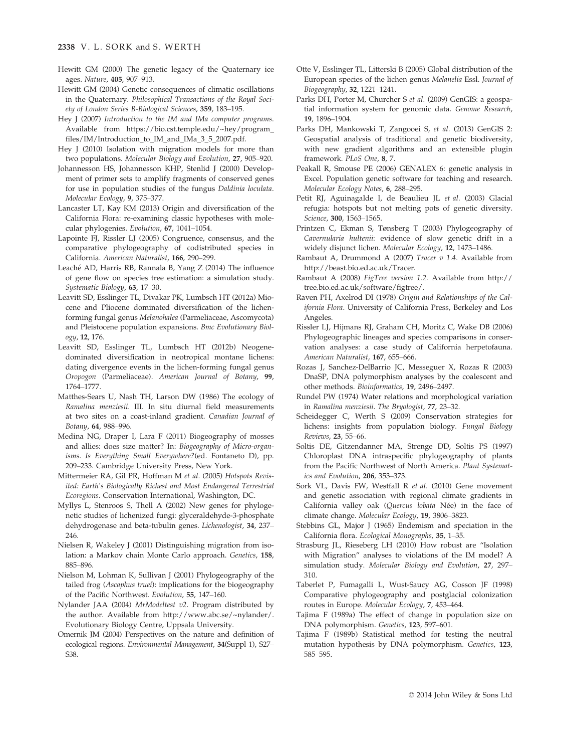Hewitt GM (2000) The genetic legacy of the Quaternary ice ages. *Nature*, **405**, 907–913.

Hewitt GM (2004) Genetic consequences of climatic oscillations in the Quaternary. *Philosophical Transactions of the Royal Society of London Series B-Biological Sciences*, **359**, 183–195.

Hey J (2007) *Introduction to the IM and IMa computer programs*. Available from https://bio.cst.temple.edu/~hey/program_files/IM/Introduction_to_IM_and_IMa_3_5_2007.pdf.

Hey J (2010) Isolation with migration models for more than two populations. *Molecular Biology and Evolution*, **27**, 905–920.

Johannesson HS, Johannesson KHP, Stenlid J (2000) Development of primer sets to amplify fragments of conserved genes for use in population studies of the fungus *Daldinia loculata*. *Molecular Ecology*, **9**, 375–377.

Lancaster LT, Kay KM (2013) Origin and diversification of the California Flora: re-examining classic hypotheses with molecular phylogenies. *Evolution*, **67**, 1041–1054.

Lapointe FJ, Rissler LJ (2005) Congruence, consensus, and the comparative phylogeography of codistributed species in California. *American Naturalist*, **166**, 290–299.

Leaché AD, Harris RB, Rannala B, Yang Z (2014) The influence of gene flow on species tree estimation: a simulation study. *Systematic Biology*, **63**, 17–30.

Leavitt SD, Esslinger TL, Divakar PK, Lumbsch HT (2012a) Miocene and Pliocene dominated diversification of the lichen-forming fungal genus *Melanohalea* (Parmeliaceae, Ascomycota) and Pleistocene population expansions. *Bmc Evolutionary Biology*, **12**, 176.

Leavitt SD, Esslinger TL, Lumbsch HT (2012b) Neogene-dominated diversification in neotropical montane lichens: dating divergence events in the lichen-forming fungal genus *Oropogon* (Parmeliaceae). *American Journal of Botany*, **99**, 1764–1777.

Matthes-Sears U, Nash TH, Larson DW (1986) The ecology of *Ramalina menziesii*. III. In situ diurnal field measurements at two sites on a coast-inland gradient. *Canadian Journal of Botany*, **64**, 988–996.

Medina NG, Draper I, Lara F (2011) Biogeography of mosses and allies: does size matter? In: *Biogeography of Micro-organisms. Is Everything Small Everywhere?* (ed. Fontaneto D), pp. 209–233. Cambridge University Press, New York.

Mittermeier RA, Gil PR, Hoffman M *et al.* (2005) *Hotspots Revisited: Earth's Biologically Richest and Most Endangered Terrestrial Ecoregions*. Conservation International, Washington, DC.

Myllys L, Stenroos S, Thell A (2002) New genes for phylogenetic studies of lichenized fungi: glyceraldehyde-3-phosphate dehydrogenase and beta-tubulin genes. *Lichenologist*, **34**, 237–246.

Nielsen R, Wakeley J (2001) Distinguishing migration from isolation: a Markov chain Monte Carlo approach. *Genetics*, **158**, 885–896.

Nielson M, Lohman K, Sullivan J (2001) Phylogeography of the tailed frog (*Ascaphus truei*): implications for the biogeography of the Pacific Northwest. *Evolution*, **55**, 147–160.

Nylander JAA (2004) *MrModeltest v2*. Program distributed by the author. Available from http://www.abc.se/~nylander/. Evolutionary Biology Centre, Uppsala University.

Omernik JM (2004) Perspectives on the nature and definition of ecological regions. *Environmental Management*, **34**(Suppl 1), S27–S38.

Otte V, Esslinger TL, Litterski B (2005) Global distribution of the European species of the lichen genus *Melanelia* Essl. *Journal of Biogeography*, **32**, 1221–1241.

Parks DH, Porter M, Churcher S *et al.* (2009) GenGIS: a geospatial information system for genomic data. *Genome Research*, **19**, 1896–1904.

Parks DH, Mankowski T, Zangooei S, *et al.* (2013) GenGIS 2: Geospatial analysis of traditional and genetic biodiversity, with new gradient algorithms and an extensible plugin framework. *PLoS One*, **8**, 7.

Peakall R, Smouse PE (2006) GENALEX 6: genetic analysis in Excel. Population genetic software for teaching and research. *Molecular Ecology Notes*, **6**, 288–295.

Petit RJ, Aguinagalde I, de Beaulieu JL *et al.* (2003) Glacial refugia: hotspots but not melting pots of genetic diversity. *Science*, **300**, 1563–1565.

Printzen C, Ekman S, Tønsberg T (2003) Phylogeography of *Cavernularia hultenii*: evidence of slow genetic drift in a widely disjunct lichen. *Molecular Ecology*, **12**, 1473–1486.

Rambaut A, Drummond A (2007) *Tracer v 1.4*. Available from http://beast.bio.ed.ac.uk/Tracer.

Rambaut A (2008) *FigTree version 1.2*. Available from http://tree.bio.ed.ac.uk/software/figtree/.

Raven PH, Axelrod DI (1978) *Origin and Relationships of the California Flora*. University of California Press, Berkeley and Los Angeles.

Rissler LJ, Hijmans RJ, Graham CH, Moritz C, Wake DB (2006) Phylogeographic lineages and species comparisons in conservation analyses: a case study of California herpetofauna. *American Naturalist*, **167**, 655–666.

Rozas J, Sanchez-DelBarrio JC, Messeguer X, Rozas R (2003) DnaSP, DNA polymorphism analyses by the coalescent and other methods. *Bioinformatics*, **19**, 2496–2497.

Rundel PW (1974) Water relations and morphological variation in *Ramalina menziesii*. *The Bryologist*, **77**, 23–32.

Scheidegger C, Werth S (2009) Conservation strategies for lichens: insights from population biology. *Fungal Biology Reviews*, **23**, 55–66.

Soltis DE, Gitzendanner MA, Strenge DD, Soltis PS (1997) Chloroplast DNA intraspecific phylogeography of plants from the Pacific Northwest of North America. *Plant Systematics and Evolution*, **206**, 353–373.

Sork VL, Davis FW, Westfall R *et al.* (2010) Gene movement and genetic association with regional climate gradients in California valley oak (*Quercus lobata* Née) in the face of climate change. *Molecular Ecology*, **19**, 3806–3823.

Stebbins GL, Major J (1965) Endemism and speciation in the California flora. *Ecological Monographs*, **35**, 1–35.

Strasburg JL, Rieseberg LH (2010) How robust are "Isolation with Migration" analyses to violations of the IM model? A simulation study. *Molecular Biology and Evolution*, **27**, 297–310.

Taberlet P, Fumagalli L, Wust-Saucy AG, Cosson JF (1998) Comparative phylogeography and postglacial colonization routes in Europe. *Molecular Ecology*, **7**, 453–464.

Tajima F (1989a) The effect of change in population size on DNA polymorphism. *Genetics*, **123**, 597–601.

Tajima F (1989b) Statistical method for testing the neutral mutation hypothesis by DNA polymorphism. *Genetics*, **123**, 585–595.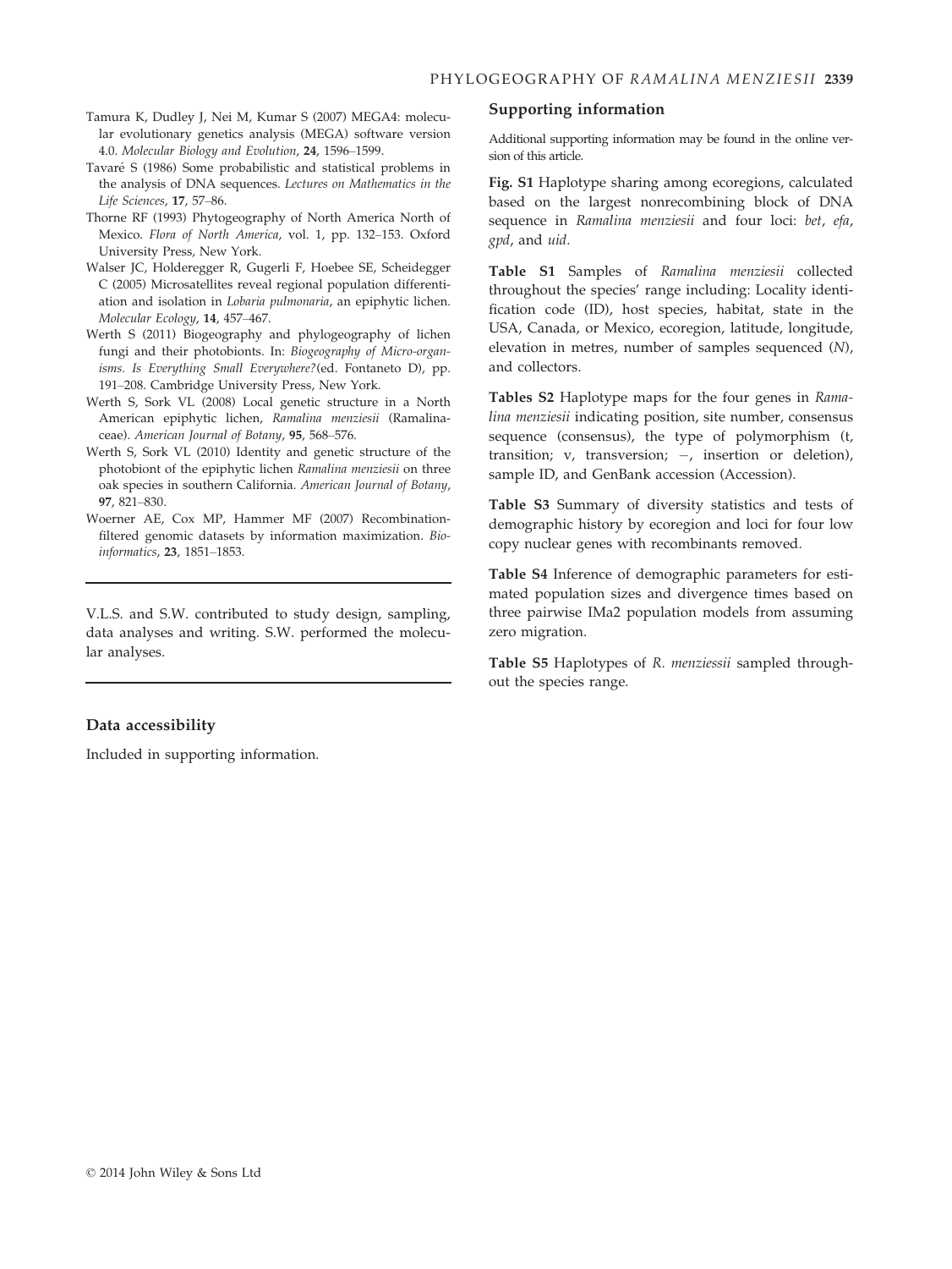Tamura K, Dudley J, Nei M, Kumar S (2007) MEGA4: molecular evolutionary genetics analysis (MEGA) software version 4.0. *Molecular Biology and Evolution*, **24**, 1596–1599.

Tavaré S (1986) Some probabilistic and statistical problems in the analysis of DNA sequences. *Lectures on Mathematics in the Life Sciences*, **17**, 57–86.

Thorne RF (1993) Phytogeography of North America North of Mexico. *Flora of North America*, vol. 1, pp. 132–153. Oxford University Press, New York.

Walser JC, Holderegger R, Gugerli F, Hoebee SE, Scheidegger C (2005) Microsatellites reveal regional population differentiation and isolation in *Lobaria pulmonaria*, an epiphytic lichen. *Molecular Ecology*, **14**, 457–467.

Werth S (2011) Biogeography and phylogeography of lichen fungi and their photobionts. In: *Biogeography of Micro-organisms. Is Everything Small Everywhere?* (ed. Fontaneto D), pp. 191–208. Cambridge University Press, New York.

Werth S, Sork VL (2008) Local genetic structure in a North American epiphytic lichen, *Ramalina menziesii* (Ramalinaceae). *American Journal of Botany*, **95**, 568–576.

Werth S, Sork VL (2010) Identity and genetic structure of the photobiont of the epiphytic lichen *Ramalina menziesii* on three oak species in southern California. *American Journal of Botany*, **97**, 821–830.

Woerner AE, Cox MP, Hammer MF (2007) Recombination-filtered genomic datasets by information maximization. *Bioinformatics*, **23**, 1851–1853.

---

V.L.S. and S.W. contributed to study design, sampling, data analyses and writing. S.W. performed the molecular analyses.

---

## Data accessibility

Included in supporting information.

## Supporting information

Additional supporting information may be found in the online version of this article.

**Fig. S1** Haplotype sharing among ecoregions, calculated based on the largest nonrecombining block of DNA sequence in *Ramalina menziesii* and four loci: *bet*, *efa*, *gpd*, and *uid*.

**Table S1** Samples of *Ramalina menziesii* collected throughout the species' range including: Locality identification code (ID), host species, habitat, state in the USA, Canada, or Mexico, ecoregion, latitude, longitude, elevation in metres, number of samples sequenced (*N*), and collectors.

**Tables S2** Haplotype maps for the four genes in *Ramalina menziesii* indicating position, site number, consensus sequence (consensus), the type of polymorphism (t, transition; v, transversion; −, insertion or deletion), sample ID, and GenBank accession (Accession).

**Table S3** Summary of diversity statistics and tests of demographic history by ecoregion and loci for four low copy nuclear genes with recombinants removed.

**Table S4** Inference of demographic parameters for estimated population sizes and divergence times based on three pairwise IMa2 population models from assuming zero migration.

**Table S5** Haplotypes of *R. menziessii* sampled throughout the species range.